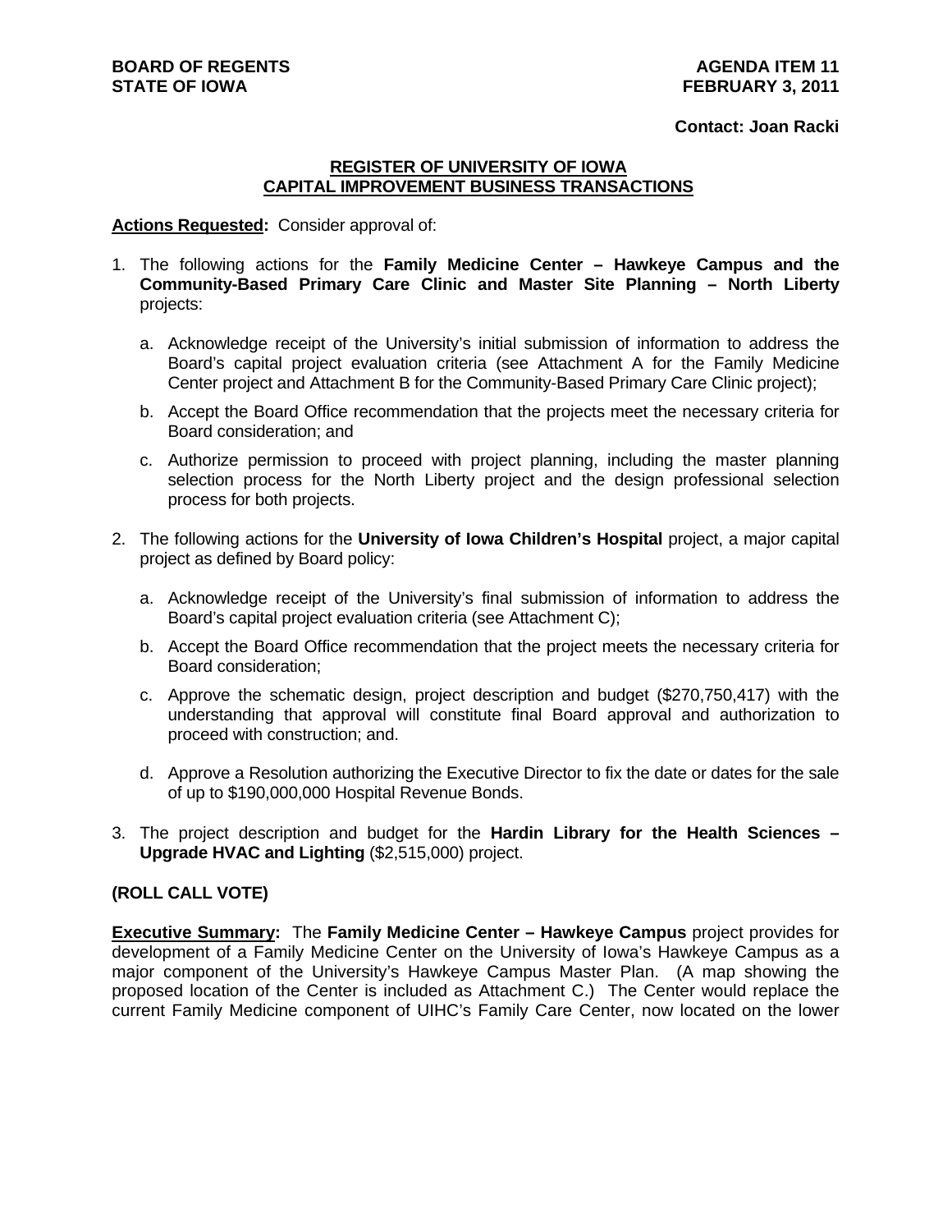**BOARD OF REGENTS**
**STATE OF IOWA**

**AGENDA ITEM 11**
**FEBRUARY 3, 2011**

**Contact: Joan Racki**

## REGISTER OF UNIVERSITY OF IOWA CAPITAL IMPROVEMENT BUSINESS TRANSACTIONS

**Actions Requested:** Consider approval of:

1. The following actions for the **Family Medicine Center – Hawkeye Campus and the Community-Based Primary Care Clinic and Master Site Planning – North Liberty** projects:

   a. Acknowledge receipt of the University's initial submission of information to address the Board's capital project evaluation criteria (see Attachment A for the Family Medicine Center project and Attachment B for the Community-Based Primary Care Clinic project);

   b. Accept the Board Office recommendation that the projects meet the necessary criteria for Board consideration; and

   c. Authorize permission to proceed with project planning, including the master planning selection process for the North Liberty project and the design professional selection process for both projects.

2. The following actions for the **University of Iowa Children's Hospital** project, a major capital project as defined by Board policy:

   a. Acknowledge receipt of the University's final submission of information to address the Board's capital project evaluation criteria (see Attachment C);

   b. Accept the Board Office recommendation that the project meets the necessary criteria for Board consideration;

   c. Approve the schematic design, project description and budget ($270,750,417) with the understanding that approval will constitute final Board approval and authorization to proceed with construction; and.

   d. Approve a Resolution authorizing the Executive Director to fix the date or dates for the sale of up to $190,000,000 Hospital Revenue Bonds.

3. The project description and budget for the **Hardin Library for the Health Sciences – Upgrade HVAC and Lighting** ($2,515,000) project.

**(ROLL CALL VOTE)**

**Executive Summary:** The **Family Medicine Center – Hawkeye Campus** project provides for development of a Family Medicine Center on the University of Iowa's Hawkeye Campus as a major component of the University's Hawkeye Campus Master Plan. (A map showing the proposed location of the Center is included as Attachment C.) The Center would replace the current Family Medicine component of UIHC's Family Care Center, now located on the lower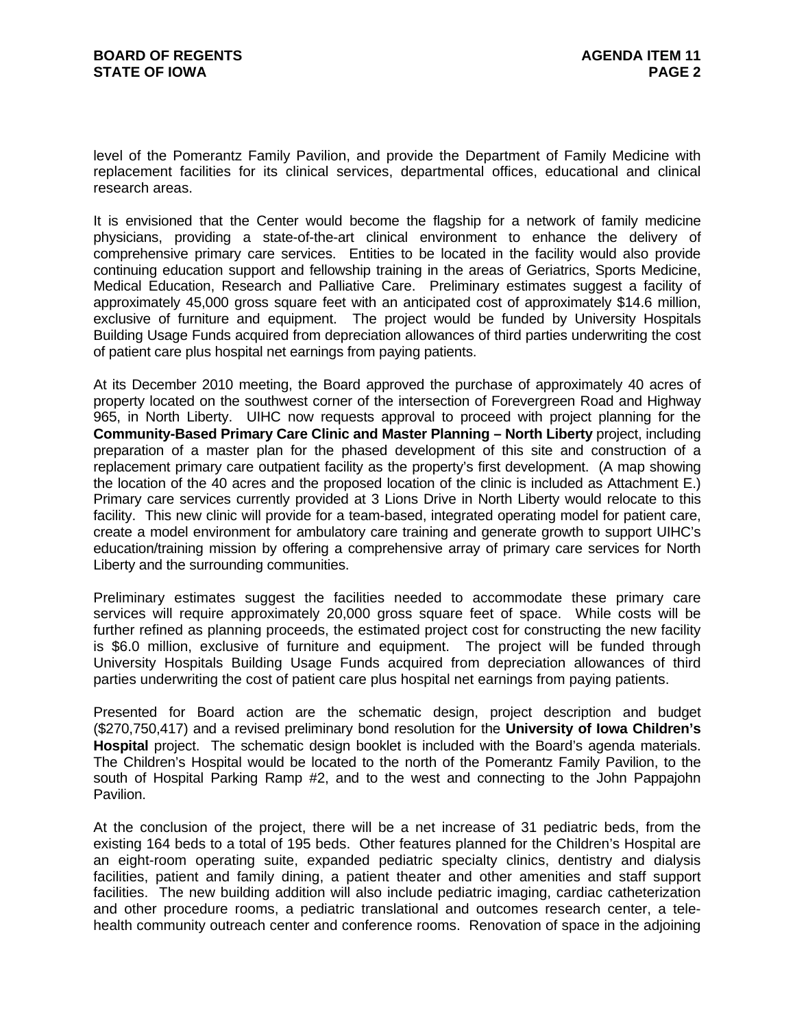level of the Pomerantz Family Pavilion, and provide the Department of Family Medicine with replacement facilities for its clinical services, departmental offices, educational and clinical research areas.

It is envisioned that the Center would become the flagship for a network of family medicine physicians, providing a state-of-the-art clinical environment to enhance the delivery of comprehensive primary care services. Entities to be located in the facility would also provide continuing education support and fellowship training in the areas of Geriatrics, Sports Medicine, Medical Education, Research and Palliative Care. Preliminary estimates suggest a facility of approximately 45,000 gross square feet with an anticipated cost of approximately $14.6 million, exclusive of furniture and equipment. The project would be funded by University Hospitals Building Usage Funds acquired from depreciation allowances of third parties underwriting the cost of patient care plus hospital net earnings from paying patients.

At its December 2010 meeting, the Board approved the purchase of approximately 40 acres of property located on the southwest corner of the intersection of Forevergreen Road and Highway 965, in North Liberty. UIHC now requests approval to proceed with project planning for the **Community-Based Primary Care Clinic and Master Planning – North Liberty** project, including preparation of a master plan for the phased development of this site and construction of a replacement primary care outpatient facility as the property's first development. (A map showing the location of the 40 acres and the proposed location of the clinic is included as Attachment E.) Primary care services currently provided at 3 Lions Drive in North Liberty would relocate to this facility. This new clinic will provide for a team-based, integrated operating model for patient care, create a model environment for ambulatory care training and generate growth to support UIHC's education/training mission by offering a comprehensive array of primary care services for North Liberty and the surrounding communities.

Preliminary estimates suggest the facilities needed to accommodate these primary care services will require approximately 20,000 gross square feet of space. While costs will be further refined as planning proceeds, the estimated project cost for constructing the new facility is $6.0 million, exclusive of furniture and equipment. The project will be funded through University Hospitals Building Usage Funds acquired from depreciation allowances of third parties underwriting the cost of patient care plus hospital net earnings from paying patients.

Presented for Board action are the schematic design, project description and budget ($270,750,417) and a revised preliminary bond resolution for the **University of Iowa Children's Hospital** project. The schematic design booklet is included with the Board's agenda materials. The Children's Hospital would be located to the north of the Pomerantz Family Pavilion, to the south of Hospital Parking Ramp #2, and to the west and connecting to the John Pappajohn Pavilion.

At the conclusion of the project, there will be a net increase of 31 pediatric beds, from the existing 164 beds to a total of 195 beds. Other features planned for the Children's Hospital are an eight-room operating suite, expanded pediatric specialty clinics, dentistry and dialysis facilities, patient and family dining, a patient theater and other amenities and staff support facilities. The new building addition will also include pediatric imaging, cardiac catheterization and other procedure rooms, a pediatric translational and outcomes research center, a tele-health community outreach center and conference rooms. Renovation of space in the adjoining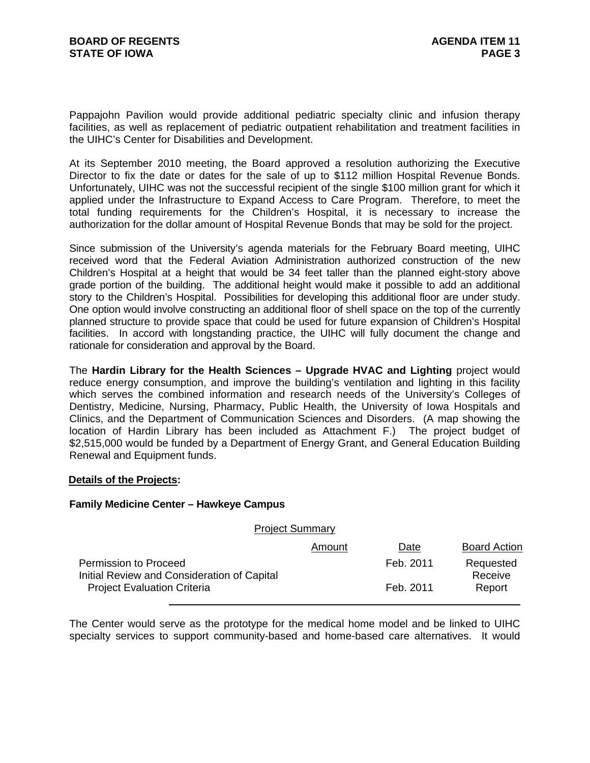Pappajohn Pavilion would provide additional pediatric specialty clinic and infusion therapy facilities, as well as replacement of pediatric outpatient rehabilitation and treatment facilities in the UIHC's Center for Disabilities and Development.

At its September 2010 meeting, the Board approved a resolution authorizing the Executive Director to fix the date or dates for the sale of up to $112 million Hospital Revenue Bonds. Unfortunately, UIHC was not the successful recipient of the single $100 million grant for which it applied under the Infrastructure to Expand Access to Care Program. Therefore, to meet the total funding requirements for the Children's Hospital, it is necessary to increase the authorization for the dollar amount of Hospital Revenue Bonds that may be sold for the project.

Since submission of the University's agenda materials for the February Board meeting, UIHC received word that the Federal Aviation Administration authorized construction of the new Children's Hospital at a height that would be 34 feet taller than the planned eight-story above grade portion of the building. The additional height would make it possible to add an additional story to the Children's Hospital. Possibilities for developing this additional floor are under study. One option would involve constructing an additional floor of shell space on the top of the currently planned structure to provide space that could be used for future expansion of Children's Hospital facilities. In accord with longstanding practice, the UIHC will fully document the change and rationale for consideration and approval by the Board.

The **Hardin Library for the Health Sciences – Upgrade HVAC and Lighting** project would reduce energy consumption, and improve the building's ventilation and lighting in this facility which serves the combined information and research needs of the University's Colleges of Dentistry, Medicine, Nursing, Pharmacy, Public Health, the University of Iowa Hospitals and Clinics, and the Department of Communication Sciences and Disorders. (A map showing the location of Hardin Library has been included as Attachment F.) The project budget of $2,515,000 would be funded by a Department of Energy Grant, and General Education Building Renewal and Equipment funds.

**Details of the Projects:**

**Family Medicine Center – Hawkeye Campus**

Project Summary

| | Amount | Date | Board Action |
|---|---|---|---|
| Permission to Proceed | | Feb. 2011 | Requested |
| Initial Review and Consideration of Capital Project Evaluation Criteria | | Feb. 2011 | Receive Report |

The Center would serve as the prototype for the medical home model and be linked to UIHC specialty services to support community-based and home-based care alternatives. It would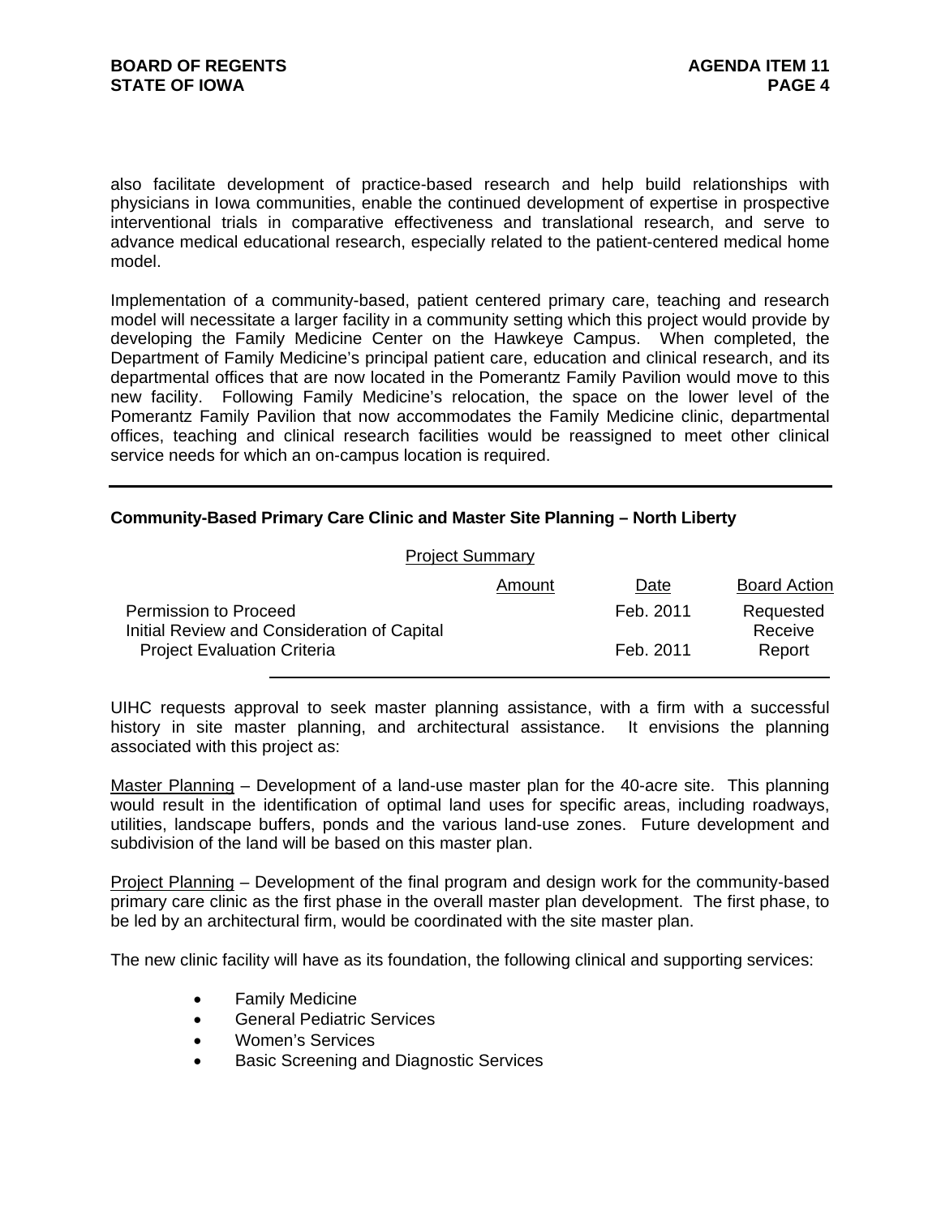also facilitate development of practice-based research and help build relationships with physicians in Iowa communities, enable the continued development of expertise in prospective interventional trials in comparative effectiveness and translational research, and serve to advance medical educational research, especially related to the patient-centered medical home model.

Implementation of a community-based, patient centered primary care, teaching and research model will necessitate a larger facility in a community setting which this project would provide by developing the Family Medicine Center on the Hawkeye Campus. When completed, the Department of Family Medicine's principal patient care, education and clinical research, and its departmental offices that are now located in the Pomerantz Family Pavilion would move to this new facility. Following Family Medicine's relocation, the space on the lower level of the Pomerantz Family Pavilion that now accommodates the Family Medicine clinic, departmental offices, teaching and clinical research facilities would be reassigned to meet other clinical service needs for which an on-campus location is required.

---

**Community-Based Primary Care Clinic and Master Site Planning – North Liberty**

Project Summary

| | Amount | Date | Board Action |
|---|---|---|---|
| Permission to Proceed | | Feb. 2011 | Requested |
| Initial Review and Consideration of Capital Project Evaluation Criteria | | Feb. 2011 | Receive Report |

UIHC requests approval to seek master planning assistance, with a firm with a successful history in site master planning, and architectural assistance. It envisions the planning associated with this project as:

Master Planning – Development of a land-use master plan for the 40-acre site. This planning would result in the identification of optimal land uses for specific areas, including roadways, utilities, landscape buffers, ponds and the various land-use zones. Future development and subdivision of the land will be based on this master plan.

Project Planning – Development of the final program and design work for the community-based primary care clinic as the first phase in the overall master plan development. The first phase, to be led by an architectural firm, would be coordinated with the site master plan.

The new clinic facility will have as its foundation, the following clinical and supporting services:

- Family Medicine
- General Pediatric Services
- Women's Services
- Basic Screening and Diagnostic Services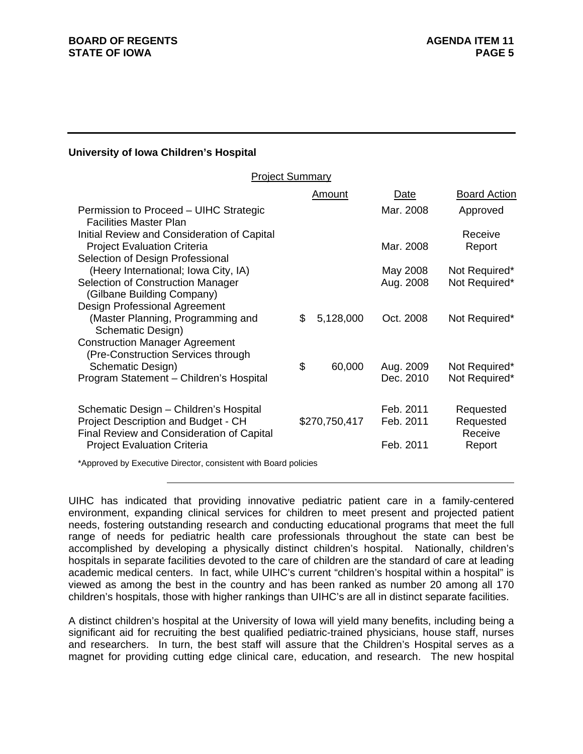**University of Iowa Children's Hospital**

Project Summary

| | Amount | Date | Board Action |
|---|---|---|---|
| Permission to Proceed – UIHC Strategic Facilities Master Plan | | Mar. 2008 | Approved |
| Initial Review and Consideration of Capital Project Evaluation Criteria | | Mar. 2008 | Receive Report |
| Selection of Design Professional (Heery International; Iowa City, IA) | | May 2008 | Not Required* |
| Selection of Construction Manager (Gilbane Building Company) | | Aug. 2008 | Not Required* |
| Design Professional Agreement (Master Planning, Programming and Schematic Design) | $ 5,128,000 | Oct. 2008 | Not Required* |
| Construction Manager Agreement (Pre-Construction Services through Schematic Design) | $ 60,000 | Aug. 2009 | Not Required* |
| Program Statement – Children's Hospital | | Dec. 2010 | Not Required* |
| Schematic Design – Children's Hospital | | Feb. 2011 | Requested |
| Project Description and Budget - CH | $270,750,417 | Feb. 2011 | Requested |
| Final Review and Consideration of Capital Project Evaluation Criteria | | Feb. 2011 | Receive Report |

*Approved by Executive Director, consistent with Board policies

---

UIHC has indicated that providing innovative pediatric patient care in a family-centered environment, expanding clinical services for children to meet present and projected patient needs, fostering outstanding research and conducting educational programs that meet the full range of needs for pediatric health care professionals throughout the state can best be accomplished by developing a physically distinct children's hospital. Nationally, children's hospitals in separate facilities devoted to the care of children are the standard of care at leading academic medical centers. In fact, while UIHC's current "children's hospital within a hospital" is viewed as among the best in the country and has been ranked as number 20 among all 170 children's hospitals, those with higher rankings than UIHC's are all in distinct separate facilities.

A distinct children's hospital at the University of Iowa will yield many benefits, including being a significant aid for recruiting the best qualified pediatric-trained physicians, house staff, nurses and researchers. In turn, the best staff will assure that the Children's Hospital serves as a magnet for providing cutting edge clinical care, education, and research. The new hospital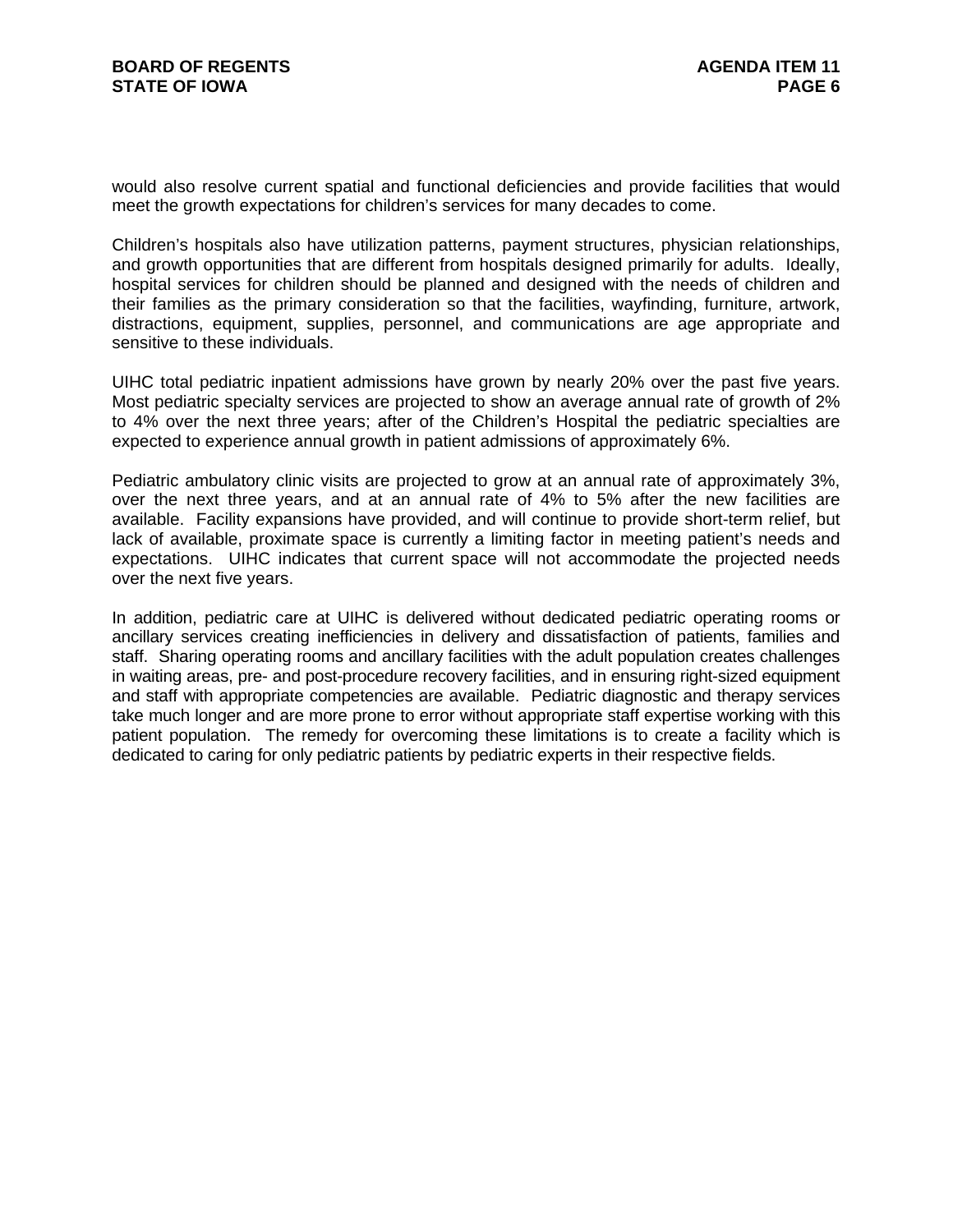would also resolve current spatial and functional deficiencies and provide facilities that would meet the growth expectations for children's services for many decades to come.

Children's hospitals also have utilization patterns, payment structures, physician relationships, and growth opportunities that are different from hospitals designed primarily for adults. Ideally, hospital services for children should be planned and designed with the needs of children and their families as the primary consideration so that the facilities, wayfinding, furniture, artwork, distractions, equipment, supplies, personnel, and communications are age appropriate and sensitive to these individuals.

UIHC total pediatric inpatient admissions have grown by nearly 20% over the past five years. Most pediatric specialty services are projected to show an average annual rate of growth of 2% to 4% over the next three years; after of the Children's Hospital the pediatric specialties are expected to experience annual growth in patient admissions of approximately 6%.

Pediatric ambulatory clinic visits are projected to grow at an annual rate of approximately 3%, over the next three years, and at an annual rate of 4% to 5% after the new facilities are available. Facility expansions have provided, and will continue to provide short-term relief, but lack of available, proximate space is currently a limiting factor in meeting patient's needs and expectations. UIHC indicates that current space will not accommodate the projected needs over the next five years.

In addition, pediatric care at UIHC is delivered without dedicated pediatric operating rooms or ancillary services creating inefficiencies in delivery and dissatisfaction of patients, families and staff. Sharing operating rooms and ancillary facilities with the adult population creates challenges in waiting areas, pre- and post-procedure recovery facilities, and in ensuring right-sized equipment and staff with appropriate competencies are available. Pediatric diagnostic and therapy services take much longer and are more prone to error without appropriate staff expertise working with this patient population. The remedy for overcoming these limitations is to create a facility which is dedicated to caring for only pediatric patients by pediatric experts in their respective fields.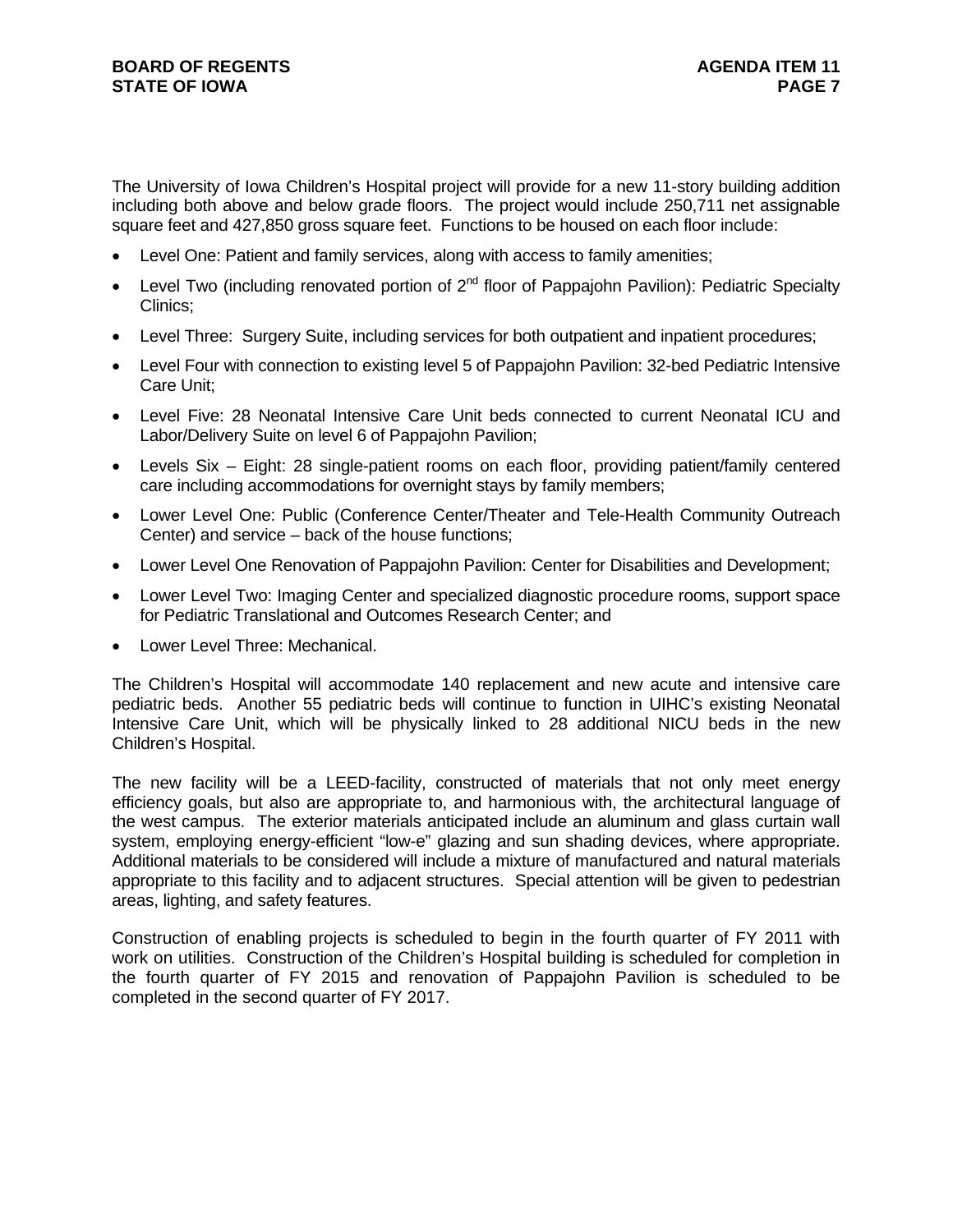The University of Iowa Children's Hospital project will provide for a new 11-story building addition including both above and below grade floors. The project would include 250,711 net assignable square feet and 427,850 gross square feet. Functions to be housed on each floor include:

- Level One: Patient and family services, along with access to family amenities;
- Level Two (including renovated portion of 2nd floor of Pappajohn Pavilion): Pediatric Specialty Clinics;
- Level Three: Surgery Suite, including services for both outpatient and inpatient procedures;
- Level Four with connection to existing level 5 of Pappajohn Pavilion: 32-bed Pediatric Intensive Care Unit;
- Level Five: 28 Neonatal Intensive Care Unit beds connected to current Neonatal ICU and Labor/Delivery Suite on level 6 of Pappajohn Pavilion;
- Levels Six – Eight: 28 single-patient rooms on each floor, providing patient/family centered care including accommodations for overnight stays by family members;
- Lower Level One: Public (Conference Center/Theater and Tele-Health Community Outreach Center) and service – back of the house functions;
- Lower Level One Renovation of Pappajohn Pavilion: Center for Disabilities and Development;
- Lower Level Two: Imaging Center and specialized diagnostic procedure rooms, support space for Pediatric Translational and Outcomes Research Center; and
- Lower Level Three: Mechanical.

The Children's Hospital will accommodate 140 replacement and new acute and intensive care pediatric beds. Another 55 pediatric beds will continue to function in UIHC's existing Neonatal Intensive Care Unit, which will be physically linked to 28 additional NICU beds in the new Children's Hospital.

The new facility will be a LEED-facility, constructed of materials that not only meet energy efficiency goals, but also are appropriate to, and harmonious with, the architectural language of the west campus. The exterior materials anticipated include an aluminum and glass curtain wall system, employing energy-efficient "low-e" glazing and sun shading devices, where appropriate. Additional materials to be considered will include a mixture of manufactured and natural materials appropriate to this facility and to adjacent structures. Special attention will be given to pedestrian areas, lighting, and safety features.

Construction of enabling projects is scheduled to begin in the fourth quarter of FY 2011 with work on utilities. Construction of the Children's Hospital building is scheduled for completion in the fourth quarter of FY 2015 and renovation of Pappajohn Pavilion is scheduled to be completed in the second quarter of FY 2017.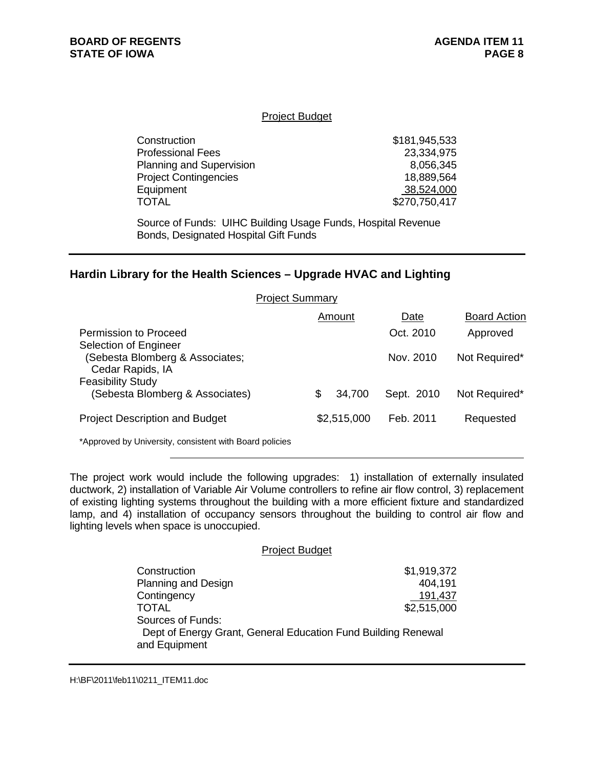Project Budget

| | |
|---|---|
| Construction | $181,945,533 |
| Professional Fees | 23,334,975 |
| Planning and Supervision | 8,056,345 |
| Project Contingencies | 18,889,564 |
| Equipment | 38,524,000 |
| TOTAL | $270,750,417 |

Source of Funds: UIHC Building Usage Funds, Hospital Revenue Bonds, Designated Hospital Gift Funds

## Hardin Library for the Health Sciences – Upgrade HVAC and Lighting

Project Summary

| | Amount | Date | Board Action |
|---|---|---|---|
| Permission to Proceed | | Oct. 2010 | Approved |
| Selection of Engineer (Sebesta Blomberg & Associates; Cedar Rapids, IA | | Nov. 2010 | Not Required* |
| Feasibility Study (Sebesta Blomberg & Associates) | $ 34,700 | Sept. 2010 | Not Required* |
| Project Description and Budget | $2,515,000 | Feb. 2011 | Requested |

*Approved by University, consistent with Board policies

The project work would include the following upgrades: 1) installation of externally insulated ductwork, 2) installation of Variable Air Volume controllers to refine air flow control, 3) replacement of existing lighting systems throughout the building with a more efficient fixture and standardized lamp, and 4) installation of occupancy sensors throughout the building to control air flow and lighting levels when space is unoccupied.

Project Budget

| | |
|---|---|
| Construction | $1,919,372 |
| Planning and Design | 404,191 |
| Contingency | 191,437 |
| TOTAL | $2,515,000 |

Sources of Funds:
Dept of Energy Grant, General Education Fund Building Renewal and Equipment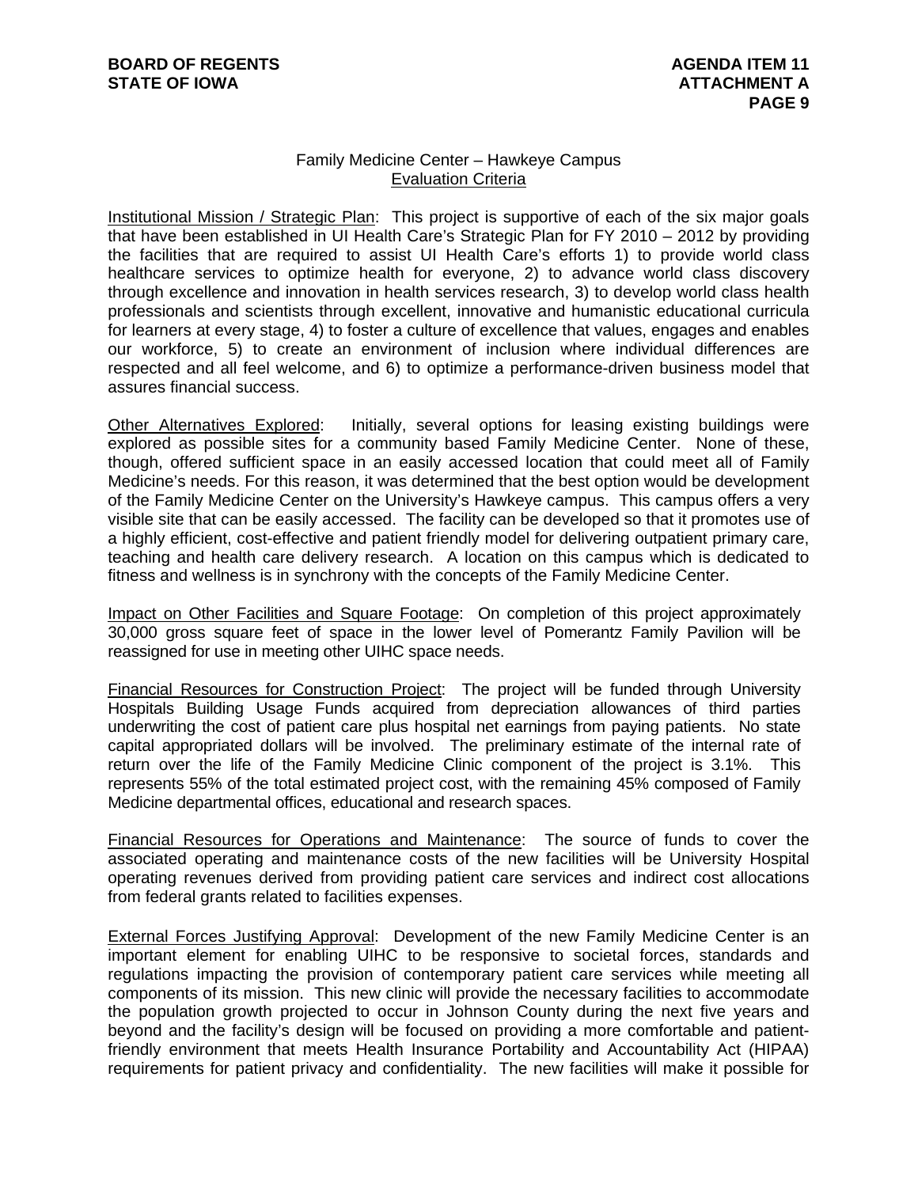## Family Medicine Center – Hawkeye Campus

### Evaluation Criteria

Institutional Mission / Strategic Plan: This project is supportive of each of the six major goals that have been established in UI Health Care's Strategic Plan for FY 2010 – 2012 by providing the facilities that are required to assist UI Health Care's efforts 1) to provide world class healthcare services to optimize health for everyone, 2) to advance world class discovery through excellence and innovation in health services research, 3) to develop world class health professionals and scientists through excellent, innovative and humanistic educational curricula for learners at every stage, 4) to foster a culture of excellence that values, engages and enables our workforce, 5) to create an environment of inclusion where individual differences are respected and all feel welcome, and 6) to optimize a performance-driven business model that assures financial success.

Other Alternatives Explored: Initially, several options for leasing existing buildings were explored as possible sites for a community based Family Medicine Center. None of these, though, offered sufficient space in an easily accessed location that could meet all of Family Medicine's needs. For this reason, it was determined that the best option would be development of the Family Medicine Center on the University's Hawkeye campus. This campus offers a very visible site that can be easily accessed. The facility can be developed so that it promotes use of a highly efficient, cost-effective and patient friendly model for delivering outpatient primary care, teaching and health care delivery research. A location on this campus which is dedicated to fitness and wellness is in synchrony with the concepts of the Family Medicine Center.

Impact on Other Facilities and Square Footage: On completion of this project approximately 30,000 gross square feet of space in the lower level of Pomerantz Family Pavilion will be reassigned for use in meeting other UIHC space needs.

Financial Resources for Construction Project: The project will be funded through University Hospitals Building Usage Funds acquired from depreciation allowances of third parties underwriting the cost of patient care plus hospital net earnings from paying patients. No state capital appropriated dollars will be involved. The preliminary estimate of the internal rate of return over the life of the Family Medicine Clinic component of the project is 3.1%. This represents 55% of the total estimated project cost, with the remaining 45% composed of Family Medicine departmental offices, educational and research spaces.

Financial Resources for Operations and Maintenance: The source of funds to cover the associated operating and maintenance costs of the new facilities will be University Hospital operating revenues derived from providing patient care services and indirect cost allocations from federal grants related to facilities expenses.

External Forces Justifying Approval: Development of the new Family Medicine Center is an important element for enabling UIHC to be responsive to societal forces, standards and regulations impacting the provision of contemporary patient care services while meeting all components of its mission. This new clinic will provide the necessary facilities to accommodate the population growth projected to occur in Johnson County during the next five years and beyond and the facility's design will be focused on providing a more comfortable and patient-friendly environment that meets Health Insurance Portability and Accountability Act (HIPAA) requirements for patient privacy and confidentiality. The new facilities will make it possible for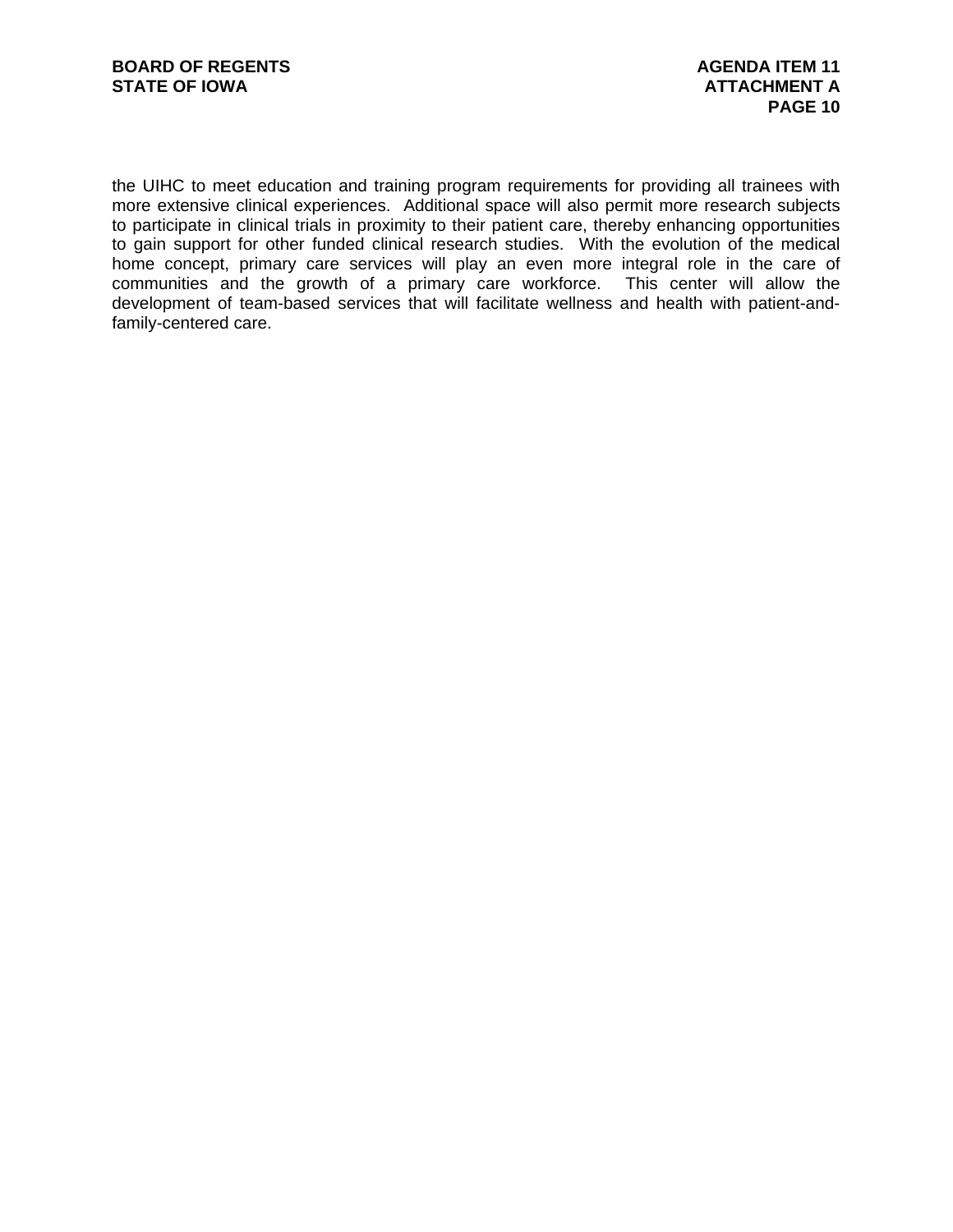the UIHC to meet education and training program requirements for providing all trainees with more extensive clinical experiences. Additional space will also permit more research subjects to participate in clinical trials in proximity to their patient care, thereby enhancing opportunities to gain support for other funded clinical research studies. With the evolution of the medical home concept, primary care services will play an even more integral role in the care of communities and the growth of a primary care workforce. This center will allow the development of team-based services that will facilitate wellness and health with patient-and-family-centered care.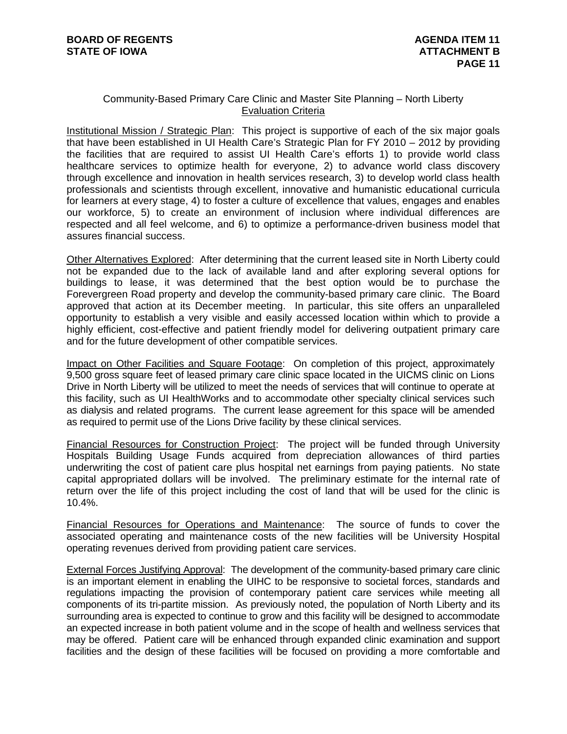Community-Based Primary Care Clinic and Master Site Planning – North Liberty

Evaluation Criteria

Institutional Mission / Strategic Plan: This project is supportive of each of the six major goals that have been established in UI Health Care's Strategic Plan for FY 2010 – 2012 by providing the facilities that are required to assist UI Health Care's efforts 1) to provide world class healthcare services to optimize health for everyone, 2) to advance world class discovery through excellence and innovation in health services research, 3) to develop world class health professionals and scientists through excellent, innovative and humanistic educational curricula for learners at every stage, 4) to foster a culture of excellence that values, engages and enables our workforce, 5) to create an environment of inclusion where individual differences are respected and all feel welcome, and 6) to optimize a performance-driven business model that assures financial success.

Other Alternatives Explored: After determining that the current leased site in North Liberty could not be expanded due to the lack of available land and after exploring several options for buildings to lease, it was determined that the best option would be to purchase the Forevergreen Road property and develop the community-based primary care clinic. The Board approved that action at its December meeting. In particular, this site offers an unparalleled opportunity to establish a very visible and easily accessed location within which to provide a highly efficient, cost-effective and patient friendly model for delivering outpatient primary care and for the future development of other compatible services.

Impact on Other Facilities and Square Footage: On completion of this project, approximately 9,500 gross square feet of leased primary care clinic space located in the UICMS clinic on Lions Drive in North Liberty will be utilized to meet the needs of services that will continue to operate at this facility, such as UI HealthWorks and to accommodate other specialty clinical services such as dialysis and related programs. The current lease agreement for this space will be amended as required to permit use of the Lions Drive facility by these clinical services.

Financial Resources for Construction Project: The project will be funded through University Hospitals Building Usage Funds acquired from depreciation allowances of third parties underwriting the cost of patient care plus hospital net earnings from paying patients. No state capital appropriated dollars will be involved. The preliminary estimate for the internal rate of return over the life of this project including the cost of land that will be used for the clinic is 10.4%.

Financial Resources for Operations and Maintenance: The source of funds to cover the associated operating and maintenance costs of the new facilities will be University Hospital operating revenues derived from providing patient care services.

External Forces Justifying Approval: The development of the community-based primary care clinic is an important element in enabling the UIHC to be responsive to societal forces, standards and regulations impacting the provision of contemporary patient care services while meeting all components of its tri-partite mission. As previously noted, the population of North Liberty and its surrounding area is expected to continue to grow and this facility will be designed to accommodate an expected increase in both patient volume and in the scope of health and wellness services that may be offered. Patient care will be enhanced through expanded clinic examination and support facilities and the design of these facilities will be focused on providing a more comfortable and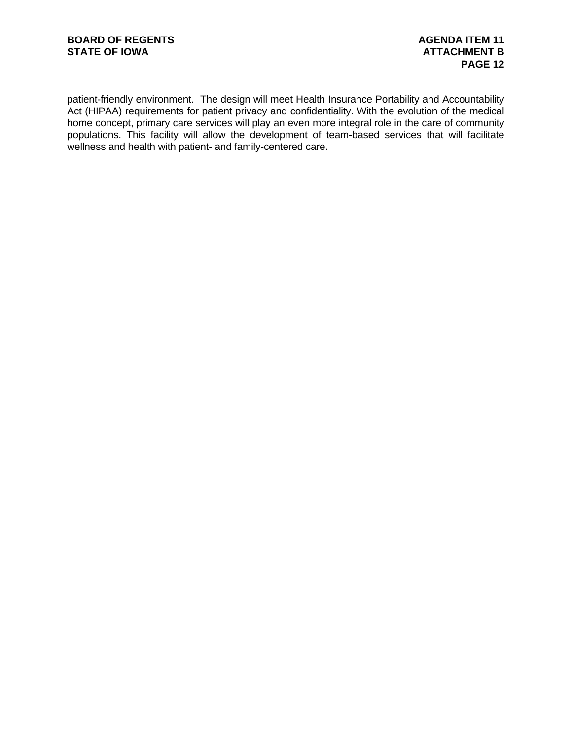patient-friendly environment. The design will meet Health Insurance Portability and Accountability Act (HIPAA) requirements for patient privacy and confidentiality. With the evolution of the medical home concept, primary care services will play an even more integral role in the care of community populations. This facility will allow the development of team-based services that will facilitate wellness and health with patient- and family-centered care.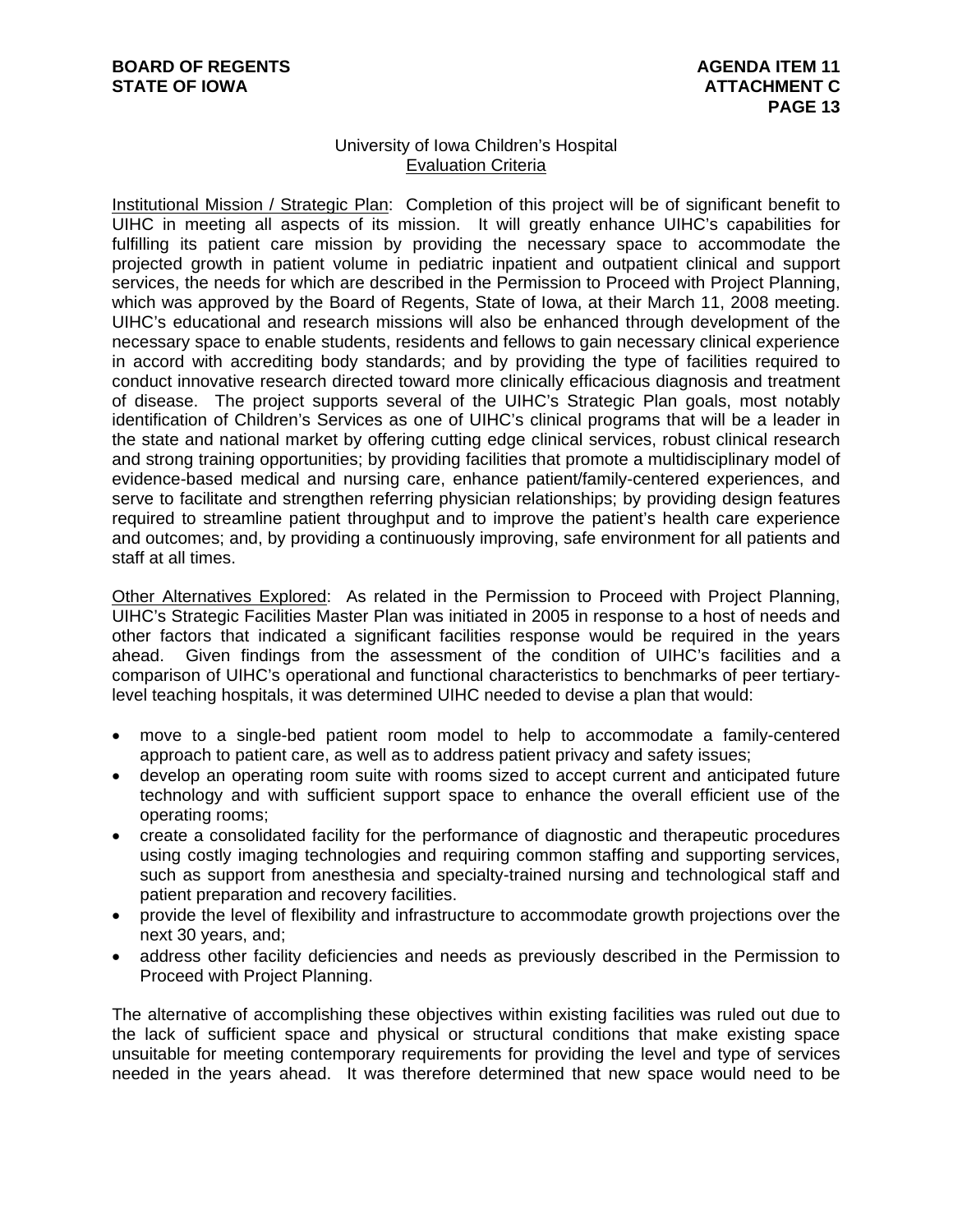University of Iowa Children's Hospital

Evaluation Criteria

Institutional Mission / Strategic Plan: Completion of this project will be of significant benefit to UIHC in meeting all aspects of its mission. It will greatly enhance UIHC's capabilities for fulfilling its patient care mission by providing the necessary space to accommodate the projected growth in patient volume in pediatric inpatient and outpatient clinical and support services, the needs for which are described in the Permission to Proceed with Project Planning, which was approved by the Board of Regents, State of Iowa, at their March 11, 2008 meeting. UIHC's educational and research missions will also be enhanced through development of the necessary space to enable students, residents and fellows to gain necessary clinical experience in accord with accrediting body standards; and by providing the type of facilities required to conduct innovative research directed toward more clinically efficacious diagnosis and treatment of disease. The project supports several of the UIHC's Strategic Plan goals, most notably identification of Children's Services as one of UIHC's clinical programs that will be a leader in the state and national market by offering cutting edge clinical services, robust clinical research and strong training opportunities; by providing facilities that promote a multidisciplinary model of evidence-based medical and nursing care, enhance patient/family-centered experiences, and serve to facilitate and strengthen referring physician relationships; by providing design features required to streamline patient throughput and to improve the patient's health care experience and outcomes; and, by providing a continuously improving, safe environment for all patients and staff at all times.

Other Alternatives Explored: As related in the Permission to Proceed with Project Planning, UIHC's Strategic Facilities Master Plan was initiated in 2005 in response to a host of needs and other factors that indicated a significant facilities response would be required in the years ahead. Given findings from the assessment of the condition of UIHC's facilities and a comparison of UIHC's operational and functional characteristics to benchmarks of peer tertiary-level teaching hospitals, it was determined UIHC needed to devise a plan that would:

- move to a single-bed patient room model to help to accommodate a family-centered approach to patient care, as well as to address patient privacy and safety issues;
- develop an operating room suite with rooms sized to accept current and anticipated future technology and with sufficient support space to enhance the overall efficient use of the operating rooms;
- create a consolidated facility for the performance of diagnostic and therapeutic procedures using costly imaging technologies and requiring common staffing and supporting services, such as support from anesthesia and specialty-trained nursing and technological staff and patient preparation and recovery facilities.
- provide the level of flexibility and infrastructure to accommodate growth projections over the next 30 years, and;
- address other facility deficiencies and needs as previously described in the Permission to Proceed with Project Planning.

The alternative of accomplishing these objectives within existing facilities was ruled out due to the lack of sufficient space and physical or structural conditions that make existing space unsuitable for meeting contemporary requirements for providing the level and type of services needed in the years ahead. It was therefore determined that new space would need to be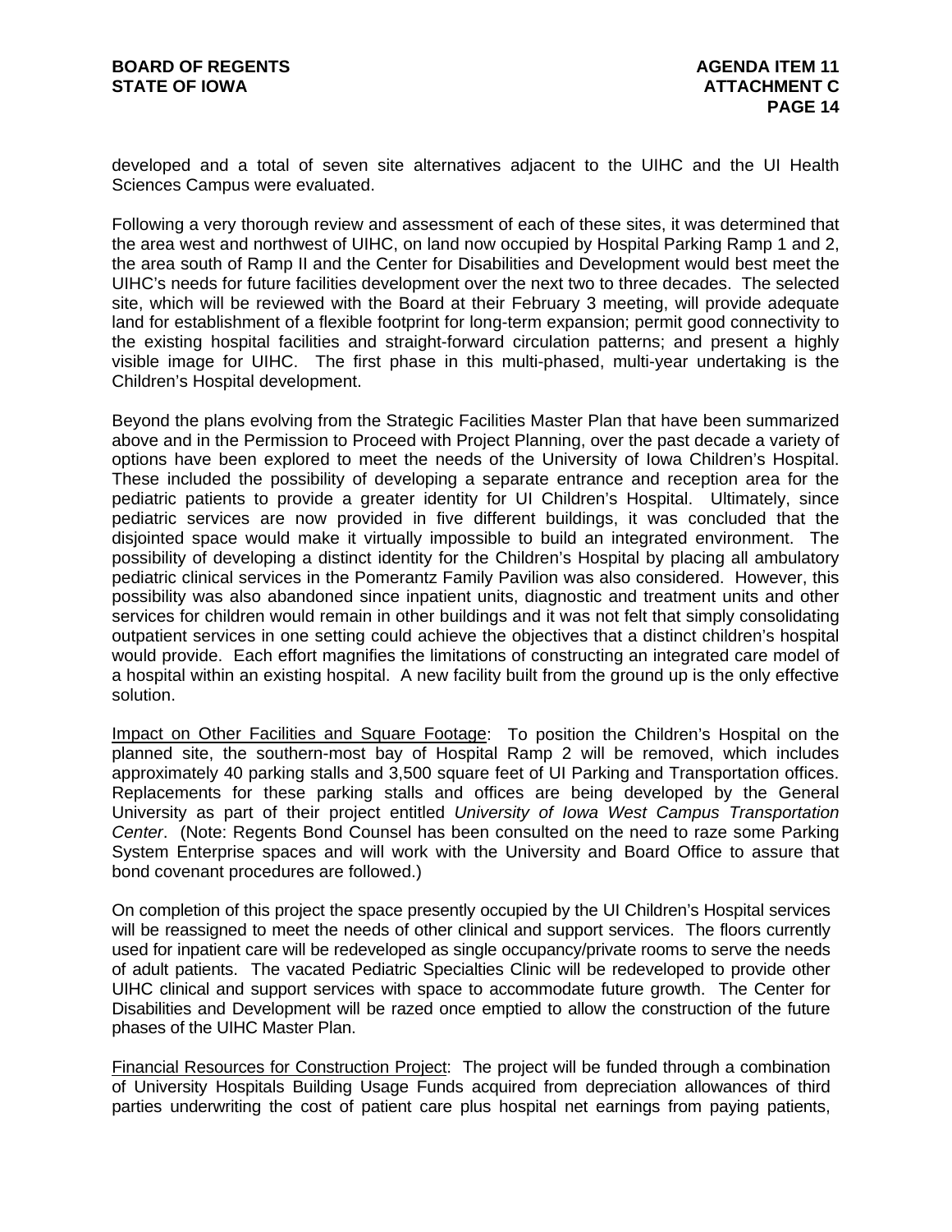developed and a total of seven site alternatives adjacent to the UIHC and the UI Health Sciences Campus were evaluated.

Following a very thorough review and assessment of each of these sites, it was determined that the area west and northwest of UIHC, on land now occupied by Hospital Parking Ramp 1 and 2, the area south of Ramp II and the Center for Disabilities and Development would best meet the UIHC's needs for future facilities development over the next two to three decades. The selected site, which will be reviewed with the Board at their February 3 meeting, will provide adequate land for establishment of a flexible footprint for long-term expansion; permit good connectivity to the existing hospital facilities and straight-forward circulation patterns; and present a highly visible image for UIHC. The first phase in this multi-phased, multi-year undertaking is the Children's Hospital development.

Beyond the plans evolving from the Strategic Facilities Master Plan that have been summarized above and in the Permission to Proceed with Project Planning, over the past decade a variety of options have been explored to meet the needs of the University of Iowa Children's Hospital. These included the possibility of developing a separate entrance and reception area for the pediatric patients to provide a greater identity for UI Children's Hospital. Ultimately, since pediatric services are now provided in five different buildings, it was concluded that the disjointed space would make it virtually impossible to build an integrated environment. The possibility of developing a distinct identity for the Children's Hospital by placing all ambulatory pediatric clinical services in the Pomerantz Family Pavilion was also considered. However, this possibility was also abandoned since inpatient units, diagnostic and treatment units and other services for children would remain in other buildings and it was not felt that simply consolidating outpatient services in one setting could achieve the objectives that a distinct children's hospital would provide. Each effort magnifies the limitations of constructing an integrated care model of a hospital within an existing hospital. A new facility built from the ground up is the only effective solution.

Impact on Other Facilities and Square Footage: To position the Children's Hospital on the planned site, the southern-most bay of Hospital Ramp 2 will be removed, which includes approximately 40 parking stalls and 3,500 square feet of UI Parking and Transportation offices. Replacements for these parking stalls and offices are being developed by the General University as part of their project entitled *University of Iowa West Campus Transportation Center*. (Note: Regents Bond Counsel has been consulted on the need to raze some Parking System Enterprise spaces and will work with the University and Board Office to assure that bond covenant procedures are followed.)

On completion of this project the space presently occupied by the UI Children's Hospital services will be reassigned to meet the needs of other clinical and support services. The floors currently used for inpatient care will be redeveloped as single occupancy/private rooms to serve the needs of adult patients. The vacated Pediatric Specialties Clinic will be redeveloped to provide other UIHC clinical and support services with space to accommodate future growth. The Center for Disabilities and Development will be razed once emptied to allow the construction of the future phases of the UIHC Master Plan.

Financial Resources for Construction Project: The project will be funded through a combination of University Hospitals Building Usage Funds acquired from depreciation allowances of third parties underwriting the cost of patient care plus hospital net earnings from paying patients,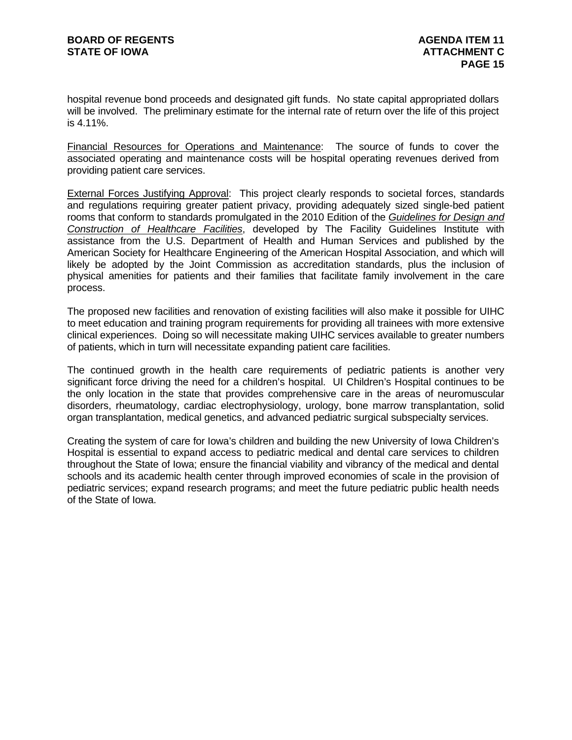hospital revenue bond proceeds and designated gift funds. No state capital appropriated dollars will be involved. The preliminary estimate for the internal rate of return over the life of this project is 4.11%.

Financial Resources for Operations and Maintenance: The source of funds to cover the associated operating and maintenance costs will be hospital operating revenues derived from providing patient care services.

External Forces Justifying Approval: This project clearly responds to societal forces, standards and regulations requiring greater patient privacy, providing adequately sized single-bed patient rooms that conform to standards promulgated in the 2010 Edition of the *Guidelines for Design and Construction of Healthcare Facilities*, developed by The Facility Guidelines Institute with assistance from the U.S. Department of Health and Human Services and published by the American Society for Healthcare Engineering of the American Hospital Association, and which will likely be adopted by the Joint Commission as accreditation standards, plus the inclusion of physical amenities for patients and their families that facilitate family involvement in the care process.

The proposed new facilities and renovation of existing facilities will also make it possible for UIHC to meet education and training program requirements for providing all trainees with more extensive clinical experiences. Doing so will necessitate making UIHC services available to greater numbers of patients, which in turn will necessitate expanding patient care facilities.

The continued growth in the health care requirements of pediatric patients is another very significant force driving the need for a children's hospital. UI Children's Hospital continues to be the only location in the state that provides comprehensive care in the areas of neuromuscular disorders, rheumatology, cardiac electrophysiology, urology, bone marrow transplantation, solid organ transplantation, medical genetics, and advanced pediatric surgical subspecialty services.

Creating the system of care for Iowa's children and building the new University of Iowa Children's Hospital is essential to expand access to pediatric medical and dental care services to children throughout the State of Iowa; ensure the financial viability and vibrancy of the medical and dental schools and its academic health center through improved economies of scale in the provision of pediatric services; expand research programs; and meet the future pediatric public health needs of the State of Iowa.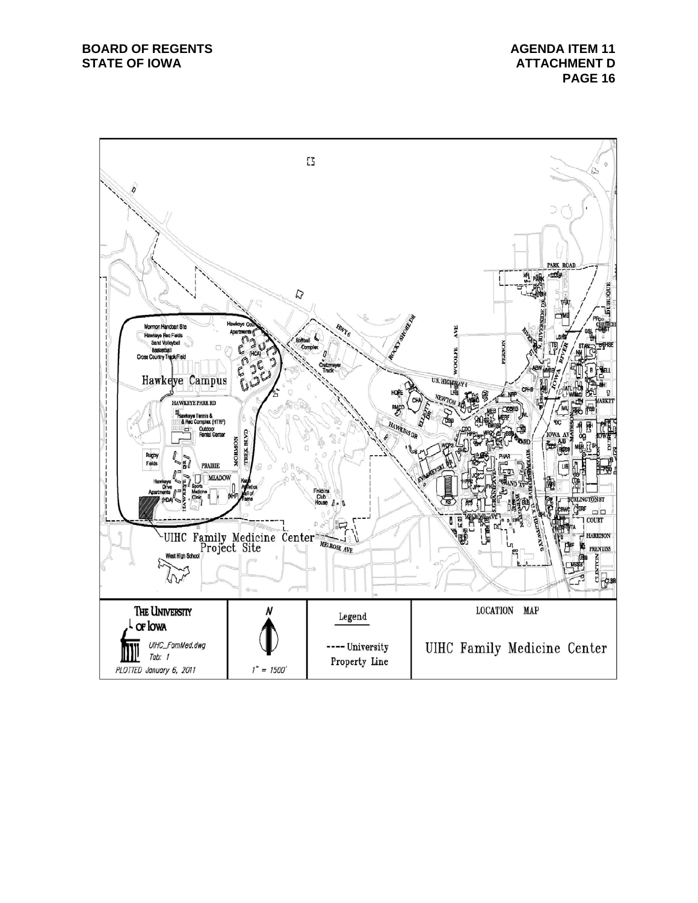UIHC Family Medicine Center Project Site

| THE UNIVERSITY OF IOWA | N | Legend | LOCATION MAP |
| --- | --- | --- | --- |
| UIHC_FamMed.dwg<br>Tab: 1<br>PLOTTED January 6, 2011 | 1" = 1500' | ---- University Property Line | UIHC Family Medicine Center |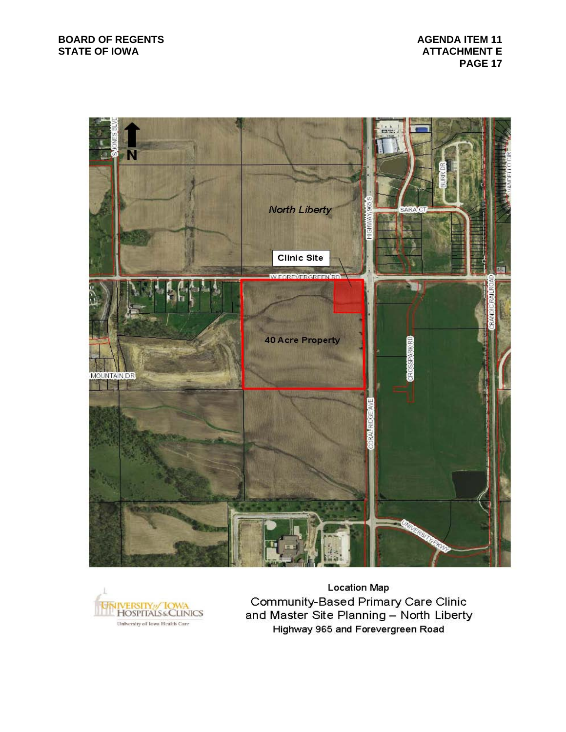**BOARD OF REGENTS**
**STATE OF IOWA**

**AGENDA ITEM 11**
**ATTACHMENT E**

North Liberty

Clinic Site

40 Acre Property

W FOREVERGREEN RD

HIGHWAY 965 S

CORAL RIDGE AVE

CROSSPARK RD

SARA CT

BURR DR

CRANDIC RAILROAD

MOUNTAIN DR

S JONES BLVD

UNIVERSITY PKWY

N

University of Iowa Hospitals & Clinics
University of Iowa Health Care

**Location Map**

Community-Based Primary Care Clinic and Master Site Planning – North Liberty

**Highway 965 and Forevergreen Road**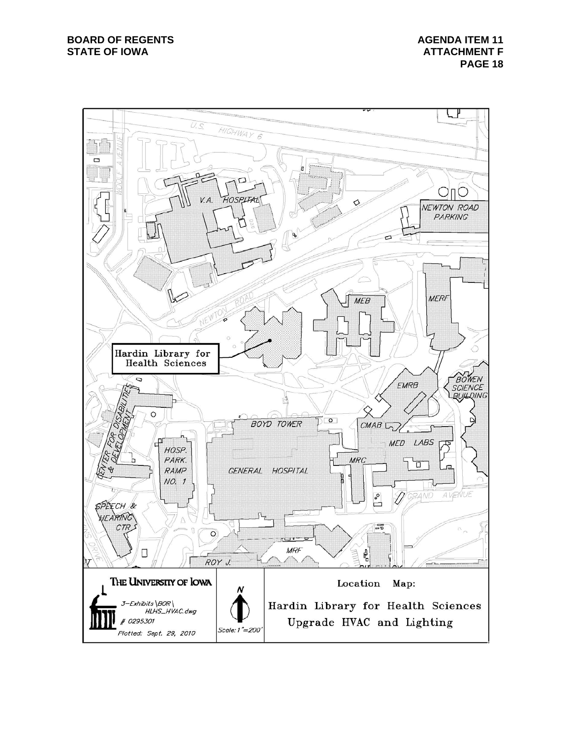U.S. HIGHWAY 6

WOOLF AVENUE

V.A. HOSPITAL

NEWTON ROAD PARKING

NEWTON ROAD

MEB

MERF

Hardin Library for Health Sciences

EMRB

BOWEN SCIENCE BUILDING

CENTER FOR DISABILITIES & DEVELOPMENT

BOYD TOWER

CMAB

MED LABS

HOSP. PARK. RAMP NO. 1

MRC

GENERAL HOSPITAL

GRAND AVENUE

SPEECH & HEARING CTR

MRF

ROY J.

THE UNIVERSITY OF IOWA

3-Exhibits\BOR\HLHS_HVAC.dwg

# 0295301

Plotted: Sept. 29, 2010

N

Scale: 1"=200'

Location Map:

Hardin Library for Health Sciences

Upgrade HVAC and Lighting